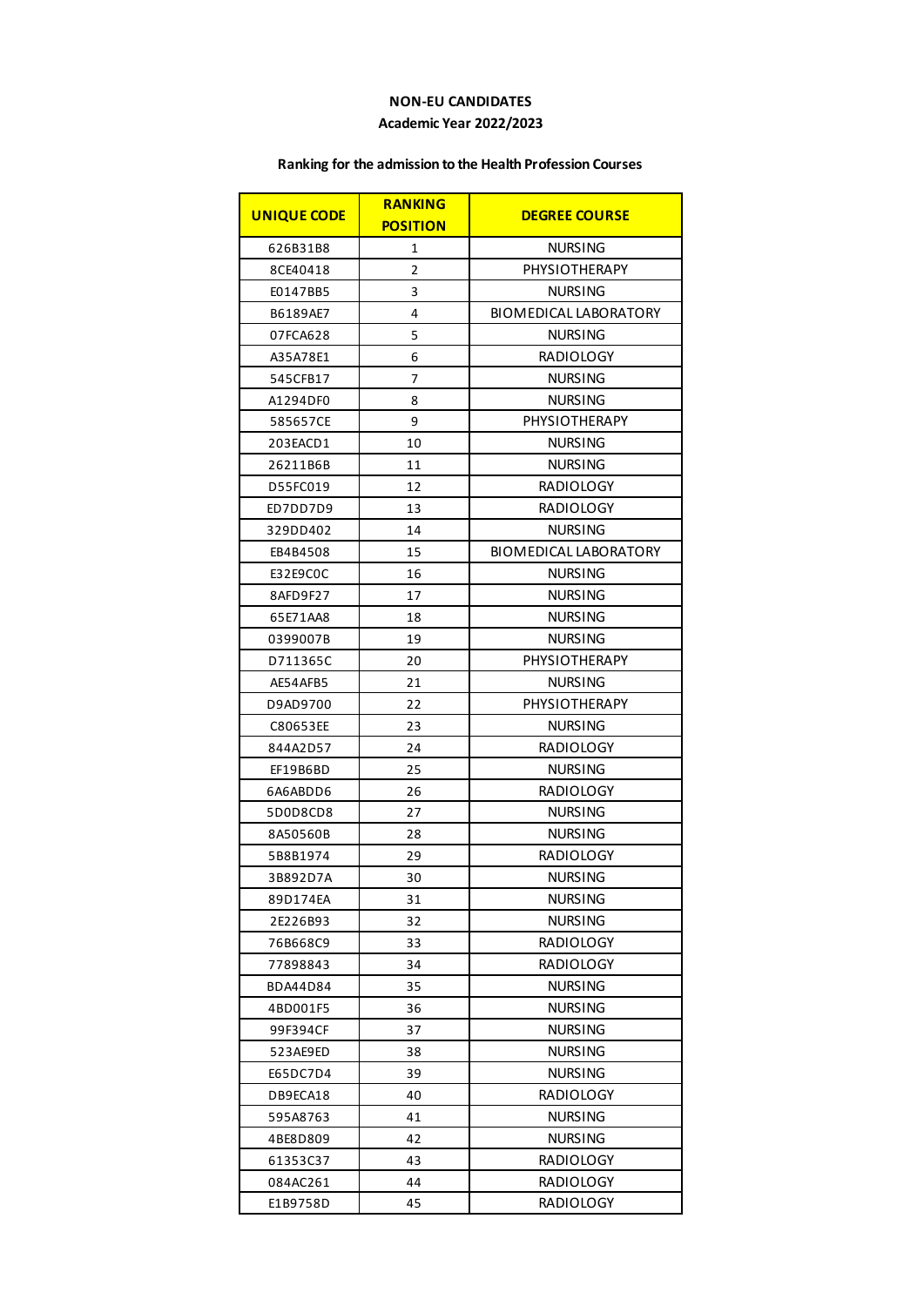**NON-EU CANDIDATES**

**Academic Year 2022/2023**

**Ranking for the admission to the Health Profession Courses**

| UNIQUE CODE | RANKING POSITION | DEGREE COURSE |
|---|---|---|
| 626B31B8 | 1 | NURSING |
| 8CE40418 | 2 | PHYSIOTHERAPY |
| E0147BB5 | 3 | NURSING |
| B6189AE7 | 4 | BIOMEDICAL LABORATORY |
| 07FCA628 | 5 | NURSING |
| A35A78E1 | 6 | RADIOLOGY |
| 545CFB17 | 7 | NURSING |
| A1294DF0 | 8 | NURSING |
| 585657CE | 9 | PHYSIOTHERAPY |
| 203EACD1 | 10 | NURSING |
| 26211B6B | 11 | NURSING |
| D55FC019 | 12 | RADIOLOGY |
| ED7DD7D9 | 13 | RADIOLOGY |
| 329DD402 | 14 | NURSING |
| EB4B4508 | 15 | BIOMEDICAL LABORATORY |
| E32E9C0C | 16 | NURSING |
| 8AFD9F27 | 17 | NURSING |
| 65E71AA8 | 18 | NURSING |
| 0399007B | 19 | NURSING |
| D711365C | 20 | PHYSIOTHERAPY |
| AE54AFB5 | 21 | NURSING |
| D9AD9700 | 22 | PHYSIOTHERAPY |
| C80653EE | 23 | NURSING |
| 844A2D57 | 24 | RADIOLOGY |
| EF19B6BD | 25 | NURSING |
| 6A6ABDD6 | 26 | RADIOLOGY |
| 5D0D8CD8 | 27 | NURSING |
| 8A50560B | 28 | NURSING |
| 5B8B1974 | 29 | RADIOLOGY |
| 3B892D7A | 30 | NURSING |
| 89D174EA | 31 | NURSING |
| 2E226B93 | 32 | NURSING |
| 76B668C9 | 33 | RADIOLOGY |
| 77898843 | 34 | RADIOLOGY |
| BDA44D84 | 35 | NURSING |
| 4BD001F5 | 36 | NURSING |
| 99F394CF | 37 | NURSING |
| 523AE9ED | 38 | NURSING |
| E65DC7D4 | 39 | NURSING |
| DB9ECA18 | 40 | RADIOLOGY |
| 595A8763 | 41 | NURSING |
| 4BE8D809 | 42 | NURSING |
| 61353C37 | 43 | RADIOLOGY |
| 084AC261 | 44 | RADIOLOGY |
| E1B9758D | 45 | RADIOLOGY |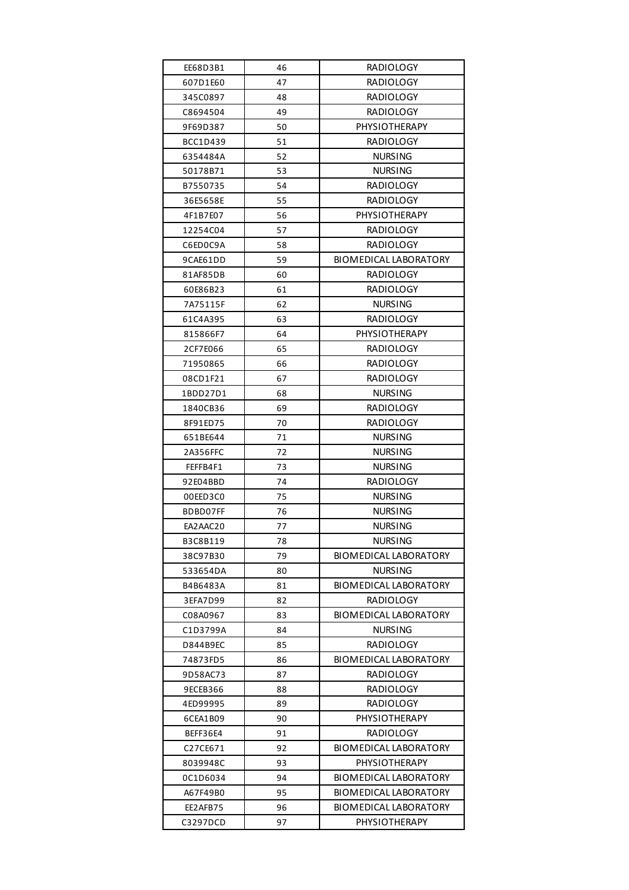| EE68D3B1 | 46 | RADIOLOGY |
|---|---|---|
| 607D1E60 | 47 | RADIOLOGY |
| 345C0897 | 48 | RADIOLOGY |
| C8694504 | 49 | RADIOLOGY |
| 9F69D387 | 50 | PHYSIOTHERAPY |
| BCC1D439 | 51 | RADIOLOGY |
| 6354484A | 52 | NURSING |
| 50178B71 | 53 | NURSING |
| B7550735 | 54 | RADIOLOGY |
| 36E5658E | 55 | RADIOLOGY |
| 4F1B7E07 | 56 | PHYSIOTHERAPY |
| 12254C04 | 57 | RADIOLOGY |
| C6ED0C9A | 58 | RADIOLOGY |
| 9CAE61DD | 59 | BIOMEDICAL LABORATORY |
| 81AF85DB | 60 | RADIOLOGY |
| 60E86B23 | 61 | RADIOLOGY |
| 7A75115F | 62 | NURSING |
| 61C4A395 | 63 | RADIOLOGY |
| 815866F7 | 64 | PHYSIOTHERAPY |
| 2CF7E066 | 65 | RADIOLOGY |
| 71950865 | 66 | RADIOLOGY |
| 08CD1F21 | 67 | RADIOLOGY |
| 1BDD27D1 | 68 | NURSING |
| 1840CB36 | 69 | RADIOLOGY |
| 8F91ED75 | 70 | RADIOLOGY |
| 651BE644 | 71 | NURSING |
| 2A356FFC | 72 | NURSING |
| FEFFB4F1 | 73 | NURSING |
| 92E04BBD | 74 | RADIOLOGY |
| 00EED3C0 | 75 | NURSING |
| BDBD07FF | 76 | NURSING |
| EA2AAC20 | 77 | NURSING |
| B3C8B119 | 78 | NURSING |
| 38C97B30 | 79 | BIOMEDICAL LABORATORY |
| 533654DA | 80 | NURSING |
| B4B6483A | 81 | BIOMEDICAL LABORATORY |
| 3EFA7D99 | 82 | RADIOLOGY |
| C08A0967 | 83 | BIOMEDICAL LABORATORY |
| C1D3799A | 84 | NURSING |
| D844B9EC | 85 | RADIOLOGY |
| 74873FD5 | 86 | BIOMEDICAL LABORATORY |
| 9D58AC73 | 87 | RADIOLOGY |
| 9ECEB366 | 88 | RADIOLOGY |
| 4ED99995 | 89 | RADIOLOGY |
| 6CEA1B09 | 90 | PHYSIOTHERAPY |
| BEFF36E4 | 91 | RADIOLOGY |
| C27CE671 | 92 | BIOMEDICAL LABORATORY |
| 8039948C | 93 | PHYSIOTHERAPY |
| 0C1D6034 | 94 | BIOMEDICAL LABORATORY |
| A67F49B0 | 95 | BIOMEDICAL LABORATORY |
| EE2AFB75 | 96 | BIOMEDICAL LABORATORY |
| C3297DCD | 97 | PHYSIOTHERAPY |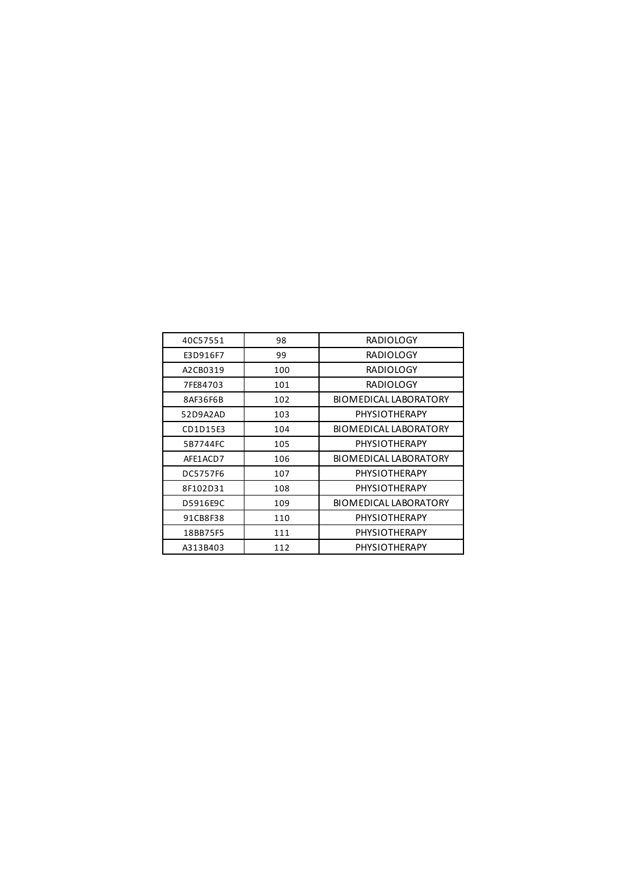| | | |
|---|---|---|
| 40C57551 | 98 | RADIOLOGY |
| E3D916F7 | 99 | RADIOLOGY |
| A2CB0319 | 100 | RADIOLOGY |
| 7FE84703 | 101 | RADIOLOGY |
| 8AF36F6B | 102 | BIOMEDICAL LABORATORY |
| 52D9A2AD | 103 | PHYSIOTHERAPY |
| CD1D15E3 | 104 | BIOMEDICAL LABORATORY |
| 5B7744FC | 105 | PHYSIOTHERAPY |
| AFE1ACD7 | 106 | BIOMEDICAL LABORATORY |
| DC5757F6 | 107 | PHYSIOTHERAPY |
| 8F102D31 | 108 | PHYSIOTHERAPY |
| D5916E9C | 109 | BIOMEDICAL LABORATORY |
| 91CB8F38 | 110 | PHYSIOTHERAPY |
| 18BB75F5 | 111 | PHYSIOTHERAPY |
| A313B403 | 112 | PHYSIOTHERAPY |